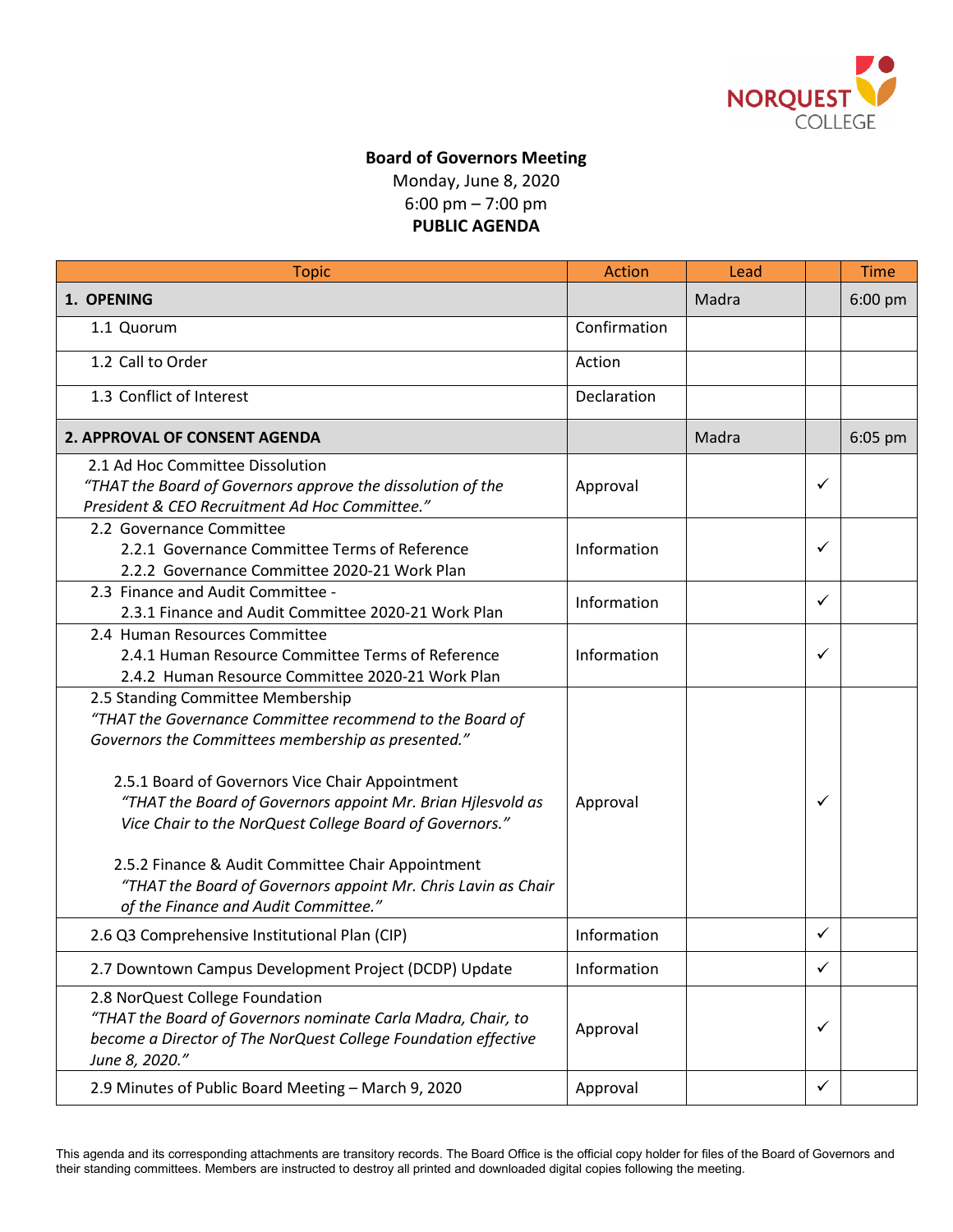**Board of Governors Meeting**
Monday, June 8, 2020
6:00 pm – 7:00 pm
**PUBLIC AGENDA**

| Topic | Action | Lead | | Time |
|---|---|---|---|---|
| **1. OPENING** | | Madra | | 6:00 pm |
| 1.1 Quorum | Confirmation | | | |
| 1.2 Call to Order | Action | | | |
| 1.3 Conflict of Interest | Declaration | | | |
| **2. APPROVAL OF CONSENT AGENDA** | | Madra | | 6:05 pm |
| 2.1 Ad Hoc Committee Dissolution<br>*"THAT the Board of Governors approve the dissolution of the President & CEO Recruitment Ad Hoc Committee."* | Approval | | ✓ | |
| 2.2 Governance Committee<br>2.2.1 Governance Committee Terms of Reference<br>2.2.2 Governance Committee 2020-21 Work Plan | Information | | ✓ | |
| 2.3 Finance and Audit Committee -<br>2.3.1 Finance and Audit Committee 2020-21 Work Plan | Information | | ✓ | |
| 2.4 Human Resources Committee<br>2.4.1 Human Resource Committee Terms of Reference<br>2.4.2 Human Resource Committee 2020-21 Work Plan | Information | | ✓ | |
| 2.5 Standing Committee Membership<br>*"THAT the Governance Committee recommend to the Board of Governors the Committees membership as presented."*<br><br>2.5.1 Board of Governors Vice Chair Appointment<br>*"THAT the Board of Governors appoint Mr. Brian Hjlesvold as Vice Chair to the NorQuest College Board of Governors."*<br><br>2.5.2 Finance & Audit Committee Chair Appointment<br>*"THAT the Board of Governors appoint Mr. Chris Lavin as Chair of the Finance and Audit Committee."* | Approval | | ✓ | |
| 2.6 Q3 Comprehensive Institutional Plan (CIP) | Information | | ✓ | |
| 2.7 Downtown Campus Development Project (DCDP) Update | Information | | ✓ | |
| 2.8 NorQuest College Foundation<br>*"THAT the Board of Governors nominate Carla Madra, Chair, to become a Director of The NorQuest College Foundation effective June 8, 2020."* | Approval | | ✓ | |
| 2.9 Minutes of Public Board Meeting – March 9, 2020 | Approval | | ✓ | |

This agenda and its corresponding attachments are transitory records. The Board Office is the official copy holder for files of the Board of Governors and their standing committees. Members are instructed to destroy all printed and downloaded digital copies following the meeting.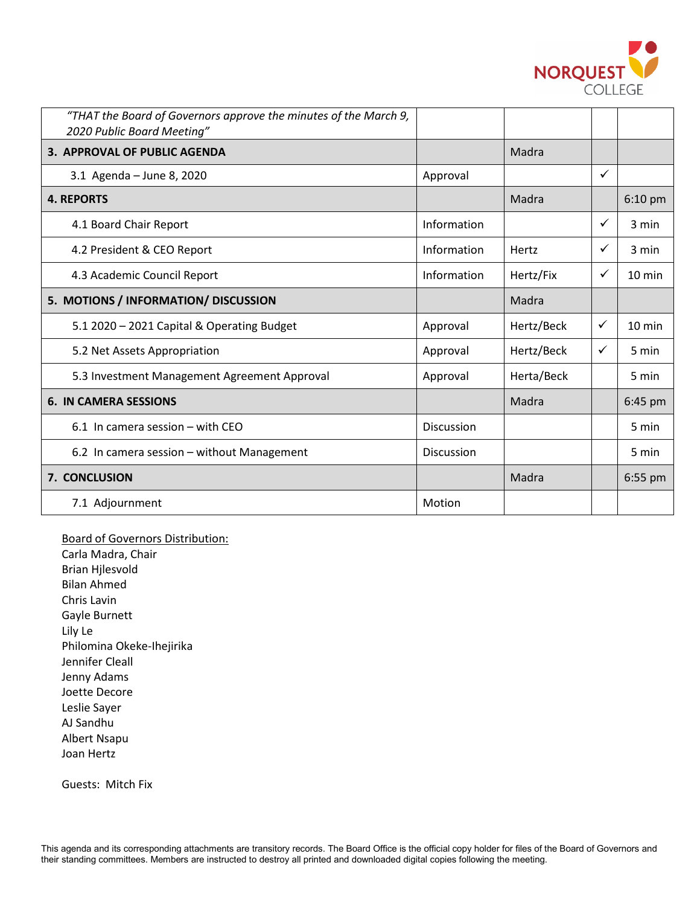| | | | | |
|---|---|---|---|---|
| *"THAT the Board of Governors approve the minutes of the March 9, 2020 Public Board Meeting"* | | | | |
| **3. APPROVAL OF PUBLIC AGENDA** | | Madra | | |
| 3.1 Agenda – June 8, 2020 | Approval | | ✓ | |
| **4. REPORTS** | | Madra | | 6:10 pm |
| 4.1 Board Chair Report | Information | | ✓ | 3 min |
| 4.2 President & CEO Report | Information | Hertz | ✓ | 3 min |
| 4.3 Academic Council Report | Information | Hertz/Fix | ✓ | 10 min |
| **5. MOTIONS / INFORMATION/ DISCUSSION** | | Madra | | |
| 5.1 2020 – 2021 Capital & Operating Budget | Approval | Hertz/Beck | ✓ | 10 min |
| 5.2 Net Assets Appropriation | Approval | Hertz/Beck | ✓ | 5 min |
| 5.3 Investment Management Agreement Approval | Approval | Herta/Beck | | 5 min |
| **6. IN CAMERA SESSIONS** | | Madra | | 6:45 pm |
| 6.1 In camera session – with CEO | Discussion | | | 5 min |
| 6.2 In camera session – without Management | Discussion | | | 5 min |
| **7. CONCLUSION** | | Madra | | 6:55 pm |
| 7.1 Adjournment | Motion | | | |

Board of Governors Distribution:
Carla Madra, Chair
Brian Hjlesvold
Bilan Ahmed
Chris Lavin
Gayle Burnett
Lily Le
Philomina Okeke-Ihejirika
Jennifer Cleall
Jenny Adams
Joette Decore
Leslie Sayer
AJ Sandhu
Albert Nsapu
Joan Hertz

Guests: Mitch Fix

This agenda and its corresponding attachments are transitory records. The Board Office is the official copy holder for files of the Board of Governors and their standing committees. Members are instructed to destroy all printed and downloaded digital copies following the meeting.